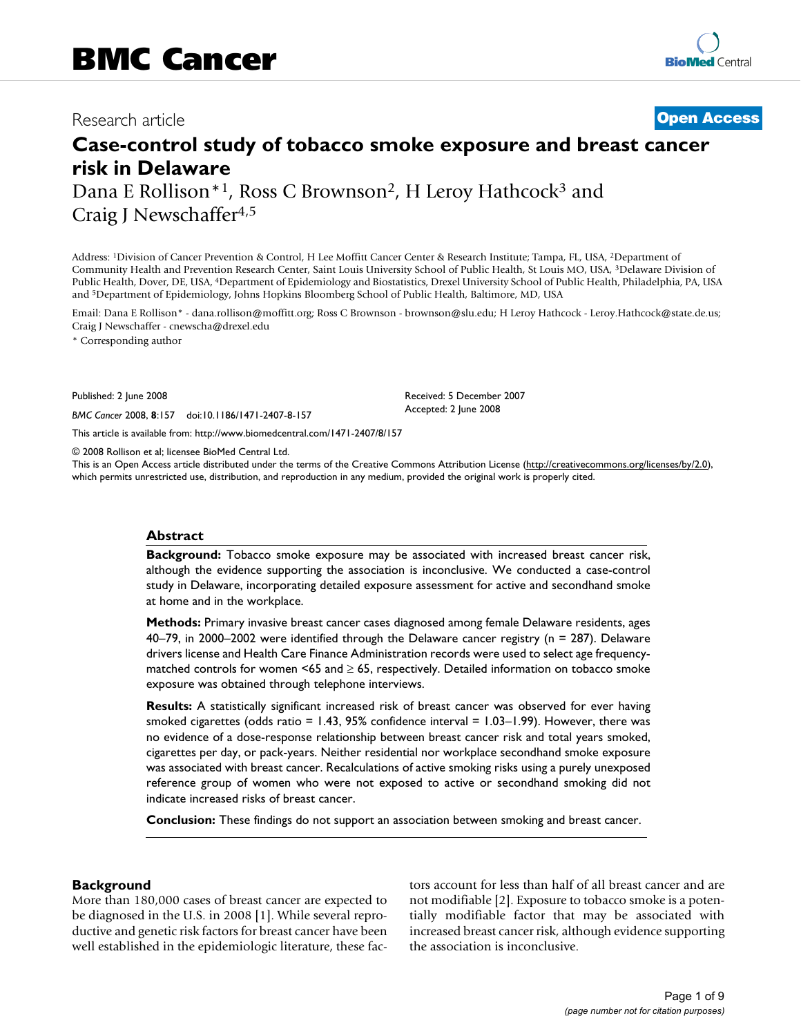Research article

**Open Access**

# Case-control study of tobacco smoke exposure and breast cancer risk in Delaware

Dana E Rollison*[1], Ross C Brownson[2], H Leroy Hathcock[3] and Craig J Newschaffer[4,5]

Address: [1]Division of Cancer Prevention & Control, H Lee Moffitt Cancer Center & Research Institute; Tampa, FL, USA, [2]Department of Community Health and Prevention Research Center, Saint Louis University School of Public Health, St Louis MO, USA, [3]Delaware Division of Public Health, Dover, DE, USA, [4]Department of Epidemiology and Biostatistics, Drexel University School of Public Health, Philadelphia, PA, USA and [5]Department of Epidemiology, Johns Hopkins Bloomberg School of Public Health, Baltimore, MD, USA

Email: Dana E Rollison* - dana.rollison@moffitt.org; Ross C Brownson - brownson@slu.edu; H Leroy Hathcock - Leroy.Hathcock@state.de.us; Craig J Newschaffer - cnewscha@drexel.edu

\* Corresponding author

Published: 2 June 2008

*BMC Cancer* 2008, **8**:157 doi:10.1186/1471-2407-8-157

Received: 5 December 2007
Accepted: 2 June 2008

This article is available from: http://www.biomedcentral.com/1471-2407/8/157

© 2008 Rollison et al; licensee BioMed Central Ltd.
This is an Open Access article distributed under the terms of the Creative Commons Attribution License (http://creativecommons.org/licenses/by/2.0), which permits unrestricted use, distribution, and reproduction in any medium, provided the original work is properly cited.

## Abstract

**Background:** Tobacco smoke exposure may be associated with increased breast cancer risk, although the evidence supporting the association is inconclusive. We conducted a case-control study in Delaware, incorporating detailed exposure assessment for active and secondhand smoke at home and in the workplace.

**Methods:** Primary invasive breast cancer cases diagnosed among female Delaware residents, ages 40–79, in 2000–2002 were identified through the Delaware cancer registry (n = 287). Delaware drivers license and Health Care Finance Administration records were used to select age frequency-matched controls for women <65 and ≥ 65, respectively. Detailed information on tobacco smoke exposure was obtained through telephone interviews.

**Results:** A statistically significant increased risk of breast cancer was observed for ever having smoked cigarettes (odds ratio = 1.43, 95% confidence interval = 1.03–1.99). However, there was no evidence of a dose-response relationship between breast cancer risk and total years smoked, cigarettes per day, or pack-years. Neither residential nor workplace secondhand smoke exposure was associated with breast cancer. Recalculations of active smoking risks using a purely unexposed reference group of women who were not exposed to active or secondhand smoking did not indicate increased risks of breast cancer.

**Conclusion:** These findings do not support an association between smoking and breast cancer.

## Background

More than 180,000 cases of breast cancer are expected to be diagnosed in the U.S. in 2008 [1]. While several reproductive and genetic risk factors for breast cancer have been well established in the epidemiologic literature, these factors account for less than half of all breast cancer and are not modifiable [2]. Exposure to tobacco smoke is a potentially modifiable factor that may be associated with increased breast cancer risk, although evidence supporting the association is inconclusive.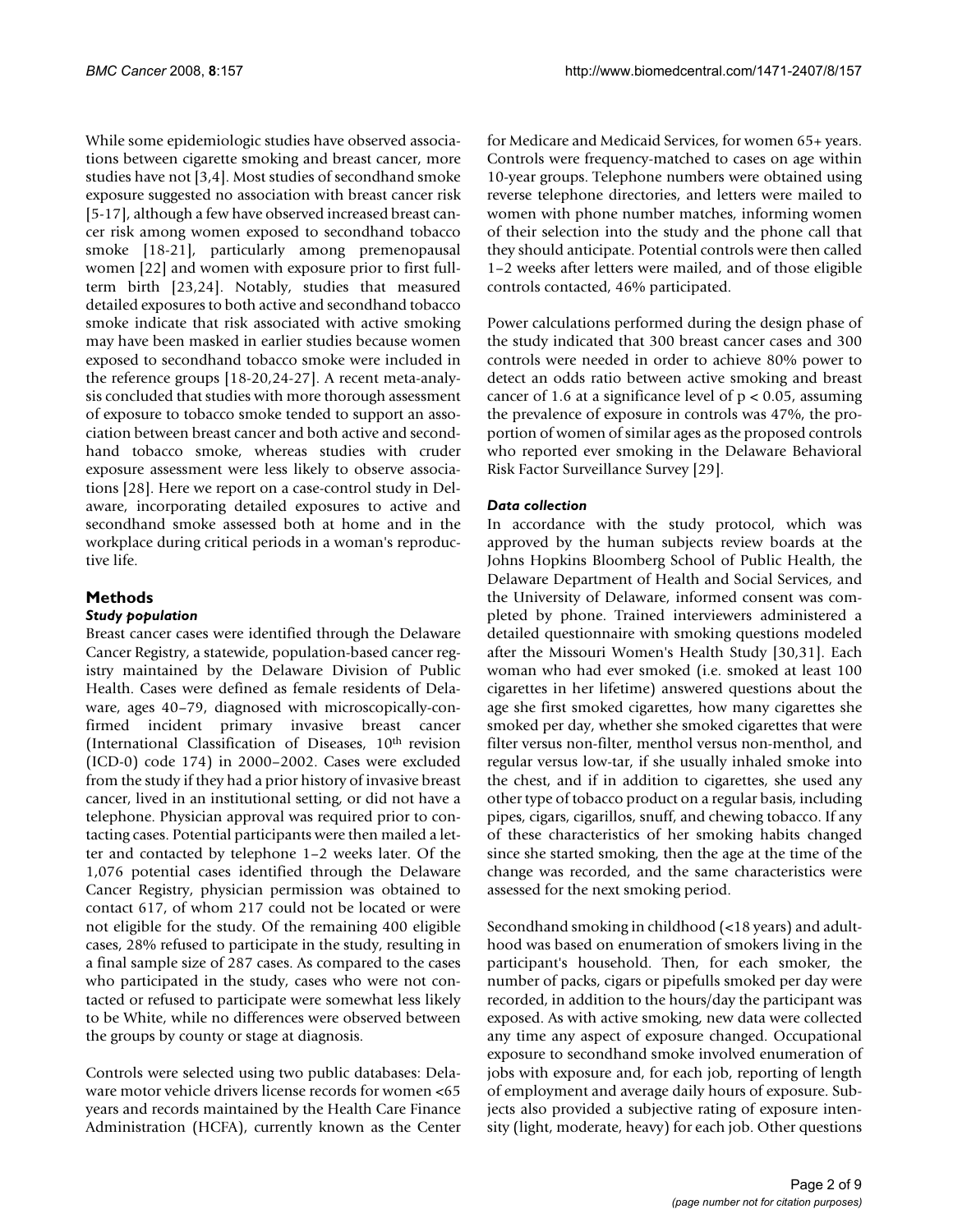While some epidemiologic studies have observed associations between cigarette smoking and breast cancer, more studies have not [3,4]. Most studies of secondhand smoke exposure suggested no association with breast cancer risk [5-17], although a few have observed increased breast cancer risk among women exposed to secondhand tobacco smoke [18-21], particularly among premenopausal women [22] and women with exposure prior to first full-term birth [23,24]. Notably, studies that measured detailed exposures to both active and secondhand tobacco smoke indicate that risk associated with active smoking may have been masked in earlier studies because women exposed to secondhand tobacco smoke were included in the reference groups [18-20,24-27]. A recent meta-analysis concluded that studies with more thorough assessment of exposure to tobacco smoke tended to support an association between breast cancer and both active and secondhand tobacco smoke, whereas studies with cruder exposure assessment were less likely to observe associations [28]. Here we report on a case-control study in Delaware, incorporating detailed exposures to active and secondhand smoke assessed both at home and in the workplace during critical periods in a woman's reproductive life.

## Methods

### *Study population*

Breast cancer cases were identified through the Delaware Cancer Registry, a statewide, population-based cancer registry maintained by the Delaware Division of Public Health. Cases were defined as female residents of Delaware, ages 40–79, diagnosed with microscopically-confirmed incident primary invasive breast cancer (International Classification of Diseases, 10th revision (ICD-0) code 174) in 2000–2002. Cases were excluded from the study if they had a prior history of invasive breast cancer, lived in an institutional setting, or did not have a telephone. Physician approval was required prior to contacting cases. Potential participants were then mailed a letter and contacted by telephone 1–2 weeks later. Of the 1,076 potential cases identified through the Delaware Cancer Registry, physician permission was obtained to contact 617, of whom 217 could not be located or were not eligible for the study. Of the remaining 400 eligible cases, 28% refused to participate in the study, resulting in a final sample size of 287 cases. As compared to the cases who participated in the study, cases who were not contacted or refused to participate were somewhat less likely to be White, while no differences were observed between the groups by county or stage at diagnosis.

Controls were selected using two public databases: Delaware motor vehicle drivers license records for women <65 years and records maintained by the Health Care Finance Administration (HCFA), currently known as the Center for Medicare and Medicaid Services, for women 65+ years. Controls were frequency-matched to cases on age within 10-year groups. Telephone numbers were obtained using reverse telephone directories, and letters were mailed to women with phone number matches, informing women of their selection into the study and the phone call that they should anticipate. Potential controls were then called 1–2 weeks after letters were mailed, and of those eligible controls contacted, 46% participated.

Power calculations performed during the design phase of the study indicated that 300 breast cancer cases and 300 controls were needed in order to achieve 80% power to detect an odds ratio between active smoking and breast cancer of 1.6 at a significance level of $p < 0.05$, assuming the prevalence of exposure in controls was 47%, the proportion of women of similar ages as the proposed controls who reported ever smoking in the Delaware Behavioral Risk Factor Surveillance Survey [29].

### *Data collection*

In accordance with the study protocol, which was approved by the human subjects review boards at the Johns Hopkins Bloomberg School of Public Health, the Delaware Department of Health and Social Services, and the University of Delaware, informed consent was completed by phone. Trained interviewers administered a detailed questionnaire with smoking questions modeled after the Missouri Women's Health Study [30,31]. Each woman who had ever smoked (i.e. smoked at least 100 cigarettes in her lifetime) answered questions about the age she first smoked cigarettes, how many cigarettes she smoked per day, whether she smoked cigarettes that were filter versus non-filter, menthol versus non-menthol, and regular versus low-tar, if she usually inhaled smoke into the chest, and if in addition to cigarettes, she used any other type of tobacco product on a regular basis, including pipes, cigars, cigarillos, snuff, and chewing tobacco. If any of these characteristics of her smoking habits changed since she started smoking, then the age at the time of the change was recorded, and the same characteristics were assessed for the next smoking period.

Secondhand smoking in childhood (<18 years) and adulthood was based on enumeration of smokers living in the participant's household. Then, for each smoker, the number of packs, cigars or pipefulls smoked per day were recorded, in addition to the hours/day the participant was exposed. As with active smoking, new data were collected any time any aspect of exposure changed. Occupational exposure to secondhand smoke involved enumeration of jobs with exposure and, for each job, reporting of length of employment and average daily hours of exposure. Subjects also provided a subjective rating of exposure intensity (light, moderate, heavy) for each job. Other questions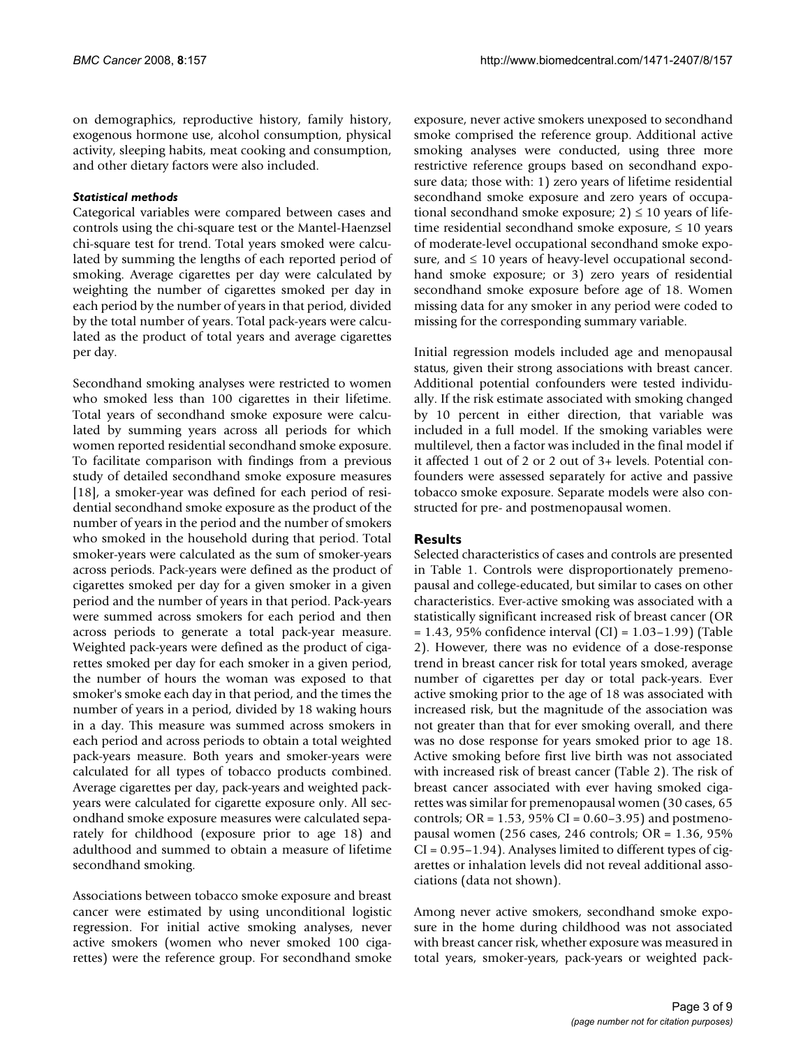on demographics, reproductive history, family history, exogenous hormone use, alcohol consumption, physical activity, sleeping habits, meat cooking and consumption, and other dietary factors were also included.

### *Statistical methods*

Categorical variables were compared between cases and controls using the chi-square test or the Mantel-Haenzsel chi-square test for trend. Total years smoked were calculated by summing the lengths of each reported period of smoking. Average cigarettes per day were calculated by weighting the number of cigarettes smoked per day in each period by the number of years in that period, divided by the total number of years. Total pack-years were calculated as the product of total years and average cigarettes per day.

Secondhand smoking analyses were restricted to women who smoked less than 100 cigarettes in their lifetime. Total years of secondhand smoke exposure were calculated by summing years across all periods for which women reported residential secondhand smoke exposure. To facilitate comparison with findings from a previous study of detailed secondhand smoke exposure measures [18], a smoker-year was defined for each period of residential secondhand smoke exposure as the product of the number of years in the period and the number of smokers who smoked in the household during that period. Total smoker-years were calculated as the sum of smoker-years across periods. Pack-years were defined as the product of cigarettes smoked per day for a given smoker in a given period and the number of years in that period. Pack-years were summed across smokers for each period and then across periods to generate a total pack-year measure. Weighted pack-years were defined as the product of cigarettes smoked per day for each smoker in a given period, the number of hours the woman was exposed to that smoker's smoke each day in that period, and the times the number of years in a period, divided by 18 waking hours in a day. This measure was summed across smokers in each period and across periods to obtain a total weighted pack-years measure. Both years and smoker-years were calculated for all types of tobacco products combined. Average cigarettes per day, pack-years and weighted pack-years were calculated for cigarette exposure only. All secondhand smoke exposure measures were calculated separately for childhood (exposure prior to age 18) and adulthood and summed to obtain a measure of lifetime secondhand smoking.

Associations between tobacco smoke exposure and breast cancer were estimated by using unconditional logistic regression. For initial active smoking analyses, never active smokers (women who never smoked 100 cigarettes) were the reference group. For secondhand smoke exposure, never active smokers unexposed to secondhand smoke comprised the reference group. Additional active smoking analyses were conducted, using three more restrictive reference groups based on secondhand exposure data; those with: 1) zero years of lifetime residential secondhand smoke exposure and zero years of occupational secondhand smoke exposure; 2) ≤ 10 years of lifetime residential secondhand smoke exposure, ≤ 10 years of moderate-level occupational secondhand smoke exposure, and ≤ 10 years of heavy-level occupational secondhand smoke exposure; or 3) zero years of residential secondhand smoke exposure before age of 18. Women missing data for any smoker in any period were coded to missing for the corresponding summary variable.

Initial regression models included age and menopausal status, given their strong associations with breast cancer. Additional potential confounders were tested individually. If the risk estimate associated with smoking changed by 10 percent in either direction, that variable was included in a full model. If the smoking variables were multilevel, then a factor was included in the final model if it affected 1 out of 2 or 2 out of 3+ levels. Potential confounders were assessed separately for active and passive tobacco smoke exposure. Separate models were also constructed for pre- and postmenopausal women.

## Results

Selected characteristics of cases and controls are presented in Table 1. Controls were disproportionately premenopausal and college-educated, but similar to cases on other characteristics. Ever-active smoking was associated with a statistically significant increased risk of breast cancer (OR = 1.43, 95% confidence interval (CI) = 1.03–1.99) (Table 2). However, there was no evidence of a dose-response trend in breast cancer risk for total years smoked, average number of cigarettes per day or total pack-years. Ever active smoking prior to the age of 18 was associated with increased risk, but the magnitude of the association was not greater than that for ever smoking overall, and there was no dose response for years smoked prior to age 18. Active smoking before first live birth was not associated with increased risk of breast cancer (Table 2). The risk of breast cancer associated with ever having smoked cigarettes was similar for premenopausal women (30 cases, 65 controls; OR = 1.53, 95% CI = 0.60–3.95) and postmenopausal women (256 cases, 246 controls; OR = 1.36, 95% CI = 0.95–1.94). Analyses limited to different types of cigarettes or inhalation levels did not reveal additional associations (data not shown).

Among never active smokers, secondhand smoke exposure in the home during childhood was not associated with breast cancer risk, whether exposure was measured in total years, smoker-years, pack-years or weighted pack-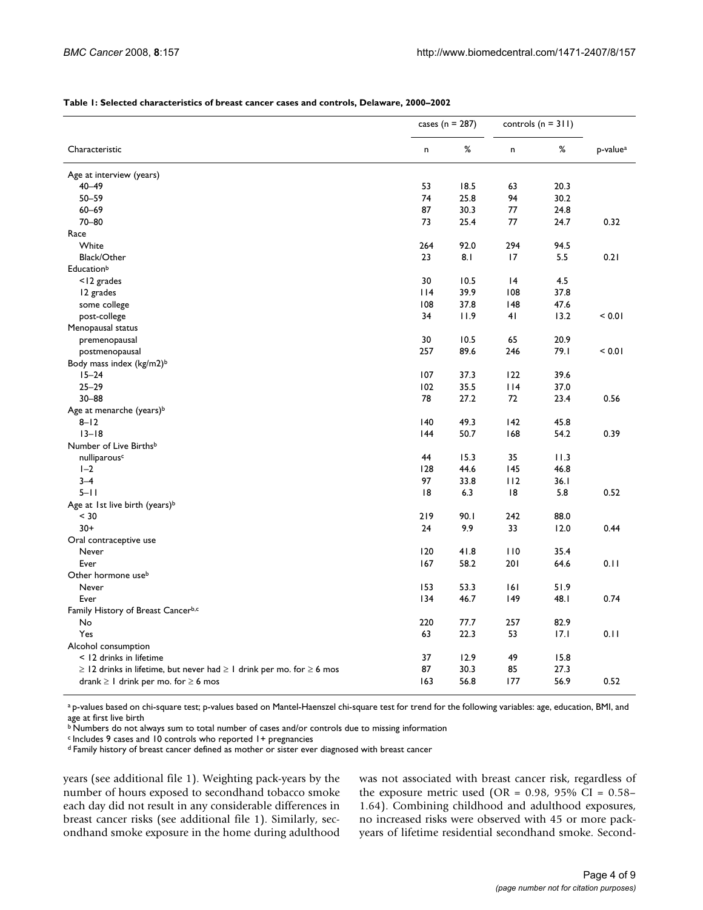**Table 1: Selected characteristics of breast cancer cases and controls, Delaware, 2000–2002**

| | cases (n = 287) | | controls (n = 311) | | |
|---|---|---|---|---|---|
| Characteristic | n | % | n | % | p-value[a] |
| Age at interview (years) | | | | | |
| 40–49 | 53 | 18.5 | 63 | 20.3 | |
| 50–59 | 74 | 25.8 | 94 | 30.2 | |
| 60–69 | 87 | 30.3 | 77 | 24.8 | |
| 70–80 | 73 | 25.4 | 77 | 24.7 | 0.32 |
| Race | | | | | |
| White | 264 | 92.0 | 294 | 94.5 | |
| Black/Other | 23 | 8.1 | 17 | 5.5 | 0.21 |
| Education[b] | | | | | |
| <12 grades | 30 | 10.5 | 14 | 4.5 | |
| 12 grades | 114 | 39.9 | 108 | 37.8 | |
| some college | 108 | 37.8 | 148 | 47.6 | |
| post-college | 34 | 11.9 | 41 | 13.2 | < 0.01 |
| Menopausal status | | | | | |
| premenopausal | 30 | 10.5 | 65 | 20.9 | |
| postmenopausal | 257 | 89.6 | 246 | 79.1 | < 0.01 |
| Body mass index (kg/m2)[b] | | | | | |
| 15–24 | 107 | 37.3 | 122 | 39.6 | |
| 25–29 | 102 | 35.5 | 114 | 37.0 | |
| 30–88 | 78 | 27.2 | 72 | 23.4 | 0.56 |
| Age at menarche (years)[b] | | | | | |
| 8–12 | 140 | 49.3 | 142 | 45.8 | |
| 13–18 | 144 | 50.7 | 168 | 54.2 | 0.39 |
| Number of Live Births[b] | | | | | |
| nulliparous[c] | 44 | 15.3 | 35 | 11.3 | |
| 1–2 | 128 | 44.6 | 145 | 46.8 | |
| 3–4 | 97 | 33.8 | 112 | 36.1 | |
| 5–11 | 18 | 6.3 | 18 | 5.8 | 0.52 |
| Age at 1st live birth (years)[b] | | | | | |
| < 30 | 219 | 90.1 | 242 | 88.0 | |
| 30+ | 24 | 9.9 | 33 | 12.0 | 0.44 |
| Oral contraceptive use | | | | | |
| Never | 120 | 41.8 | 110 | 35.4 | |
| Ever | 167 | 58.2 | 201 | 64.6 | 0.11 |
| Other hormone use[b] | | | | | |
| Never | 153 | 53.3 | 161 | 51.9 | |
| Ever | 134 | 46.7 | 149 | 48.1 | 0.74 |
| Family History of Breast Cancer[b,c] | | | | | |
| No | 220 | 77.7 | 257 | 82.9 | |
| Yes | 63 | 22.3 | 53 | 17.1 | 0.11 |
| Alcohol consumption | | | | | |
| < 12 drinks in lifetime | 37 | 12.9 | 49 | 15.8 | |
| ≥ 12 drinks in lifetime, but never had ≥ 1 drink per mo. for ≥ 6 mos | 87 | 30.3 | 85 | 27.3 | |
| drank ≥ 1 drink per mo. for ≥ 6 mos | 163 | 56.8 | 177 | 56.9 | 0.52 |

[a] p-values based on chi-square test; p-values based on Mantel-Haenszel chi-square test for trend for the following variables: age, education, BMI, and age at first live birth

[b] Numbers do not always sum to total number of cases and/or controls due to missing information

[c] Includes 9 cases and 10 controls who reported 1+ pregnancies

[d] Family history of breast cancer defined as mother or sister ever diagnosed with breast cancer

years (see additional file 1). Weighting pack-years by the number of hours exposed to secondhand tobacco smoke each day did not result in any considerable differences in breast cancer risks (see additional file 1). Similarly, secondhand smoke exposure in the home during adulthood was not associated with breast cancer risk, regardless of the exposure metric used (OR = 0.98, 95% CI = 0.58–1.64). Combining childhood and adulthood exposures, no increased risks were observed with 45 or more pack-years of lifetime residential secondhand smoke. Second-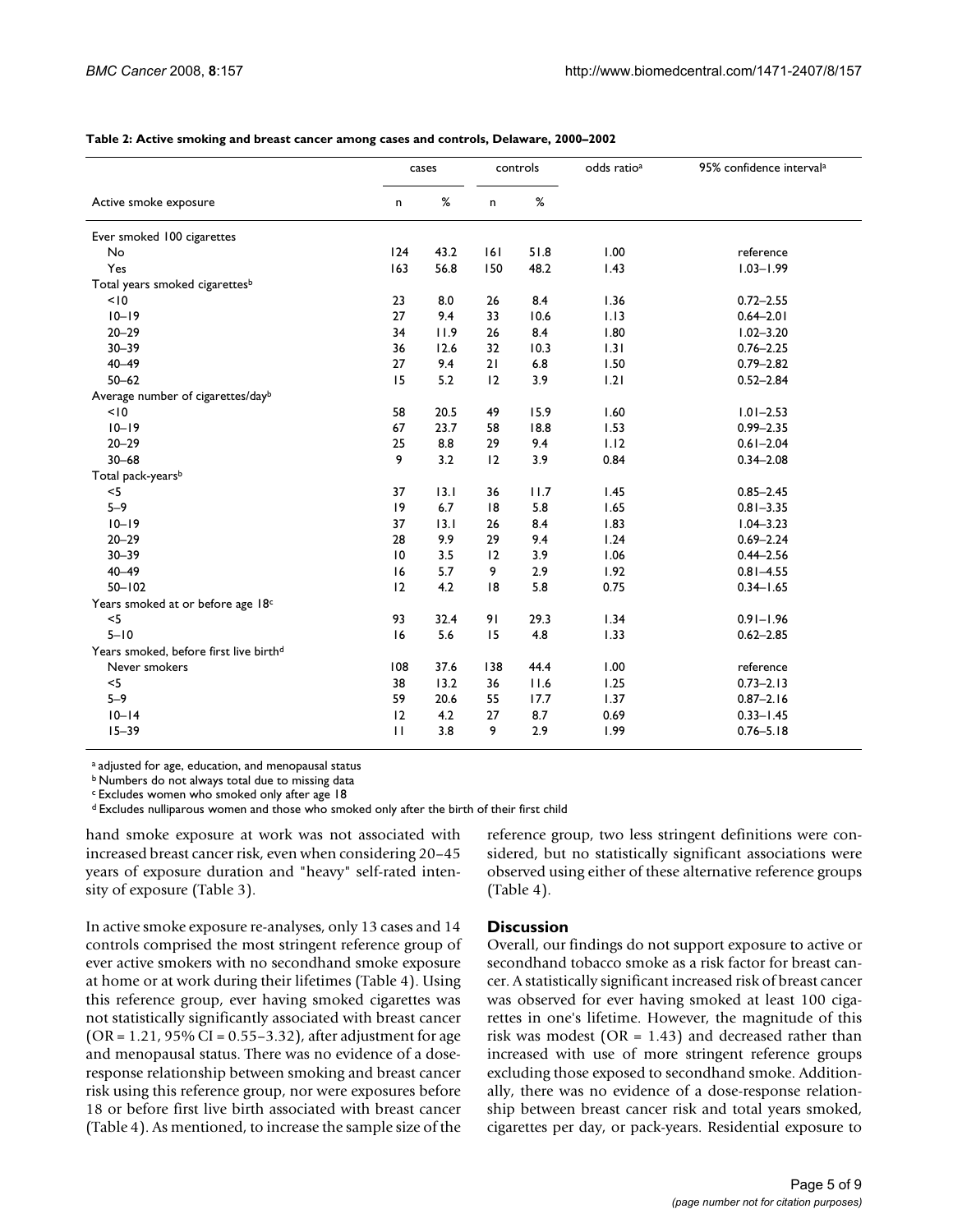**Table 2: Active smoking and breast cancer among cases and controls, Delaware, 2000–2002**

| | cases | | controls | | odds ratio[a] | 95% confidence interval[a] |
|---|---|---|---|---|---|---|
| Active smoke exposure | n | % | n | % | | |
| Ever smoked 100 cigarettes | | | | | | |
| No | 124 | 43.2 | 161 | 51.8 | 1.00 | reference |
| Yes | 163 | 56.8 | 150 | 48.2 | 1.43 | 1.03–1.99 |
| Total years smoked cigarettes[b] | | | | | | |
| <10 | 23 | 8.0 | 26 | 8.4 | 1.36 | 0.72–2.55 |
| 10–19 | 27 | 9.4 | 33 | 10.6 | 1.13 | 0.64–2.01 |
| 20–29 | 34 | 11.9 | 26 | 8.4 | 1.80 | 1.02–3.20 |
| 30–39 | 36 | 12.6 | 32 | 10.3 | 1.31 | 0.76–2.25 |
| 40–49 | 27 | 9.4 | 21 | 6.8 | 1.50 | 0.79–2.82 |
| 50–62 | 15 | 5.2 | 12 | 3.9 | 1.21 | 0.52–2.84 |
| Average number of cigarettes/day[b] | | | | | | |
| <10 | 58 | 20.5 | 49 | 15.9 | 1.60 | 1.01–2.53 |
| 10–19 | 67 | 23.7 | 58 | 18.8 | 1.53 | 0.99–2.35 |
| 20–29 | 25 | 8.8 | 29 | 9.4 | 1.12 | 0.61–2.04 |
| 30–68 | 9 | 3.2 | 12 | 3.9 | 0.84 | 0.34–2.08 |
| Total pack-years[b] | | | | | | |
| <5 | 37 | 13.1 | 36 | 11.7 | 1.45 | 0.85–2.45 |
| 5–9 | 19 | 6.7 | 18 | 5.8 | 1.65 | 0.81–3.35 |
| 10–19 | 37 | 13.1 | 26 | 8.4 | 1.83 | 1.04–3.23 |
| 20–29 | 28 | 9.9 | 29 | 9.4 | 1.24 | 0.69–2.24 |
| 30–39 | 10 | 3.5 | 12 | 3.9 | 1.06 | 0.44–2.56 |
| 40–49 | 16 | 5.7 | 9 | 2.9 | 1.92 | 0.81–4.55 |
| 50–102 | 12 | 4.2 | 18 | 5.8 | 0.75 | 0.34–1.65 |
| Years smoked at or before age 18[c] | | | | | | |
| <5 | 93 | 32.4 | 91 | 29.3 | 1.34 | 0.91–1.96 |
| 5–10 | 16 | 5.6 | 15 | 4.8 | 1.33 | 0.62–2.85 |
| Years smoked, before first live birth[d] | | | | | | |
| Never smokers | 108 | 37.6 | 138 | 44.4 | 1.00 | reference |
| <5 | 38 | 13.2 | 36 | 11.6 | 1.25 | 0.73–2.13 |
| 5–9 | 59 | 20.6 | 55 | 17.7 | 1.37 | 0.87–2.16 |
| 10–14 | 12 | 4.2 | 27 | 8.7 | 0.69 | 0.33–1.45 |
| 15–39 | 11 | 3.8 | 9 | 2.9 | 1.99 | 0.76–5.18 |

[a] adjusted for age, education, and menopausal status
[b] Numbers do not always total due to missing data
[c] Excludes women who smoked only after age 18
[d] Excludes nulliparous women and those who smoked only after the birth of their first child

hand smoke exposure at work was not associated with increased breast cancer risk, even when considering 20–45 years of exposure duration and "heavy" self-rated intensity of exposure (Table 3).

In active smoke exposure re-analyses, only 13 cases and 14 controls comprised the most stringent reference group of ever active smokers with no secondhand smoke exposure at home or at work during their lifetimes (Table 4). Using this reference group, ever having smoked cigarettes was not statistically significantly associated with breast cancer (OR = 1.21, 95% CI = 0.55–3.32), after adjustment for age and menopausal status. There was no evidence of a dose-response relationship between smoking and breast cancer risk using this reference group, nor were exposures before 18 or before first live birth associated with breast cancer (Table 4). As mentioned, to increase the sample size of the reference group, two less stringent definitions were considered, but no statistically significant associations were observed using either of these alternative reference groups (Table 4).

## Discussion

Overall, our findings do not support exposure to active or secondhand tobacco smoke as a risk factor for breast cancer. A statistically significant increased risk of breast cancer was observed for ever having smoked at least 100 cigarettes in one's lifetime. However, the magnitude of this risk was modest (OR = 1.43) and decreased rather than increased with use of more stringent reference groups excluding those exposed to secondhand smoke. Additionally, there was no evidence of a dose-response relationship between breast cancer risk and total years smoked, cigarettes per day, or pack-years. Residential exposure to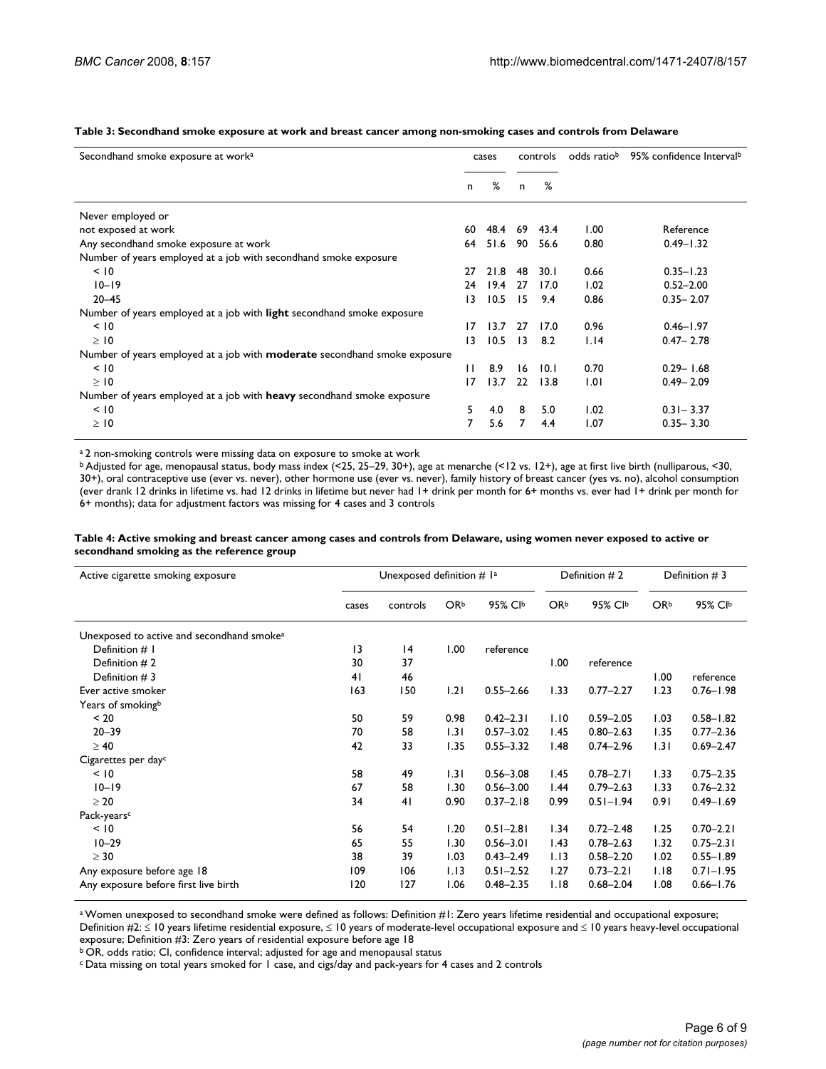**Table 3: Secondhand smoke exposure at work and breast cancer among non-smoking cases and controls from Delaware**

| Secondhand smoke exposure at work[a] | cases | | controls | | odds ratio[b] | 95% confidence Interval[b] |
|---|---|---|---|---|---|---|
| | n | % | n | % | | |
| Never employed or not exposed at work | 60 | 48.4 | 69 | 43.4 | 1.00 | Reference |
| Any secondhand smoke exposure at work | 64 | 51.6 | 90 | 56.6 | 0.80 | 0.49–1.32 |
| Number of years employed at a job with secondhand smoke exposure | | | | | | |
| < 10 | 27 | 21.8 | 48 | 30.1 | 0.66 | 0.35–1.23 |
| 10–19 | 24 | 19.4 | 27 | 17.0 | 1.02 | 0.52–2.00 |
| 20–45 | 13 | 10.5 | 15 | 9.4 | 0.86 | 0.35– 2.07 |
| Number of years employed at a job with **light** secondhand smoke exposure | | | | | | |
| < 10 | 17 | 13.7 | 27 | 17.0 | 0.96 | 0.46–1.97 |
| ≥ 10 | 13 | 10.5 | 13 | 8.2 | 1.14 | 0.47– 2.78 |
| Number of years employed at a job with **moderate** secondhand smoke exposure | | | | | | |
| < 10 | 11 | 8.9 | 16 | 10.1 | 0.70 | 0.29– 1.68 |
| ≥ 10 | 17 | 13.7 | 22 | 13.8 | 1.01 | 0.49– 2.09 |
| Number of years employed at a job with **heavy** secondhand smoke exposure | | | | | | |
| < 10 | 5 | 4.0 | 8 | 5.0 | 1.02 | 0.31– 3.37 |
| ≥ 10 | 7 | 5.6 | 7 | 4.4 | 1.07 | 0.35– 3.30 |

[a] 2 non-smoking controls were missing data on exposure to smoke at work

[b] Adjusted for age, menopausal status, body mass index (<25, 25–29, 30+), age at menarche (<12 vs. 12+), age at first live birth (nulliparous, <30, 30+), oral contraceptive use (ever vs. never), other hormone use (ever vs. never), family history of breast cancer (yes vs. no), alcohol consumption (ever drank 12 drinks in lifetime vs. had 12 drinks in lifetime but never had 1+ drink per month for 6+ months vs. ever had 1+ drink per month for 6+ months); data for adjustment factors was missing for 4 cases and 3 controls

**Table 4: Active smoking and breast cancer among cases and controls from Delaware, using women never exposed to active or secondhand smoking as the reference group**

| Active cigarette smoking exposure | Unexposed definition # 1[a] | | | | Definition # 2 | | Definition # 3 | |
|---|---|---|---|---|---|---|---|---|
| | cases | controls | OR[b] | 95% CI[b] | OR[b] | 95% CI[b] | OR[b] | 95% CI[b] |
| Unexposed to active and secondhand smoke[a] | | | | | | | | |
| Definition # 1 | 13 | 14 | 1.00 | reference | | | | |
| Definition # 2 | 30 | 37 | | | 1.00 | reference | | |
| Definition # 3 | 41 | 46 | | | | | 1.00 | reference |
| Ever active smoker | 163 | 150 | 1.21 | 0.55–2.66 | 1.33 | 0.77–2.27 | 1.23 | 0.76–1.98 |
| Years of smoking[b] | | | | | | | | |
| < 20 | 50 | 59 | 0.98 | 0.42–2.31 | 1.10 | 0.59–2.05 | 1.03 | 0.58–1.82 |
| 20–39 | 70 | 58 | 1.31 | 0.57–3.02 | 1.45 | 0.80–2.63 | 1.35 | 0.77–2.36 |
| ≥ 40 | 42 | 33 | 1.35 | 0.55–3.32 | 1.48 | 0.74–2.96 | 1.31 | 0.69–2.47 |
| Cigarettes per day[c] | | | | | | | | |
| < 10 | 58 | 49 | 1.31 | 0.56–3.08 | 1.45 | 0.78–2.71 | 1.33 | 0.75–2.35 |
| 10–19 | 67 | 58 | 1.30 | 0.56–3.00 | 1.44 | 0.79–2.63 | 1.33 | 0.76–2.32 |
| ≥ 20 | 34 | 41 | 0.90 | 0.37–2.18 | 0.99 | 0.51–1.94 | 0.91 | 0.49–1.69 |
| Pack-years[c] | | | | | | | | |
| < 10 | 56 | 54 | 1.20 | 0.51–2.81 | 1.34 | 0.72–2.48 | 1.25 | 0.70–2.21 |
| 10–29 | 65 | 55 | 1.30 | 0.56–3.01 | 1.43 | 0.78–2.63 | 1.32 | 0.75–2.31 |
| ≥ 30 | 38 | 39 | 1.03 | 0.43–2.49 | 1.13 | 0.58–2.20 | 1.02 | 0.55–1.89 |
| Any exposure before age 18 | 109 | 106 | 1.13 | 0.51–2.52 | 1.27 | 0.73–2.21 | 1.18 | 0.71–1.95 |
| Any exposure before first live birth | 120 | 127 | 1.06 | 0.48–2.35 | 1.18 | 0.68–2.04 | 1.08 | 0.66–1.76 |

[a] Women unexposed to secondhand smoke were defined as follows: Definition #1: Zero years lifetime residential and occupational exposure; Definition #2: ≤ 10 years lifetime residential exposure, ≤ 10 years of moderate-level occupational exposure and ≤ 10 years heavy-level occupational exposure; Definition #3: Zero years of residential exposure before age 18

[b] OR, odds ratio; CI, confidence interval; adjusted for age and menopausal status

[c] Data missing on total years smoked for 1 case, and cigs/day and pack-years for 4 cases and 2 controls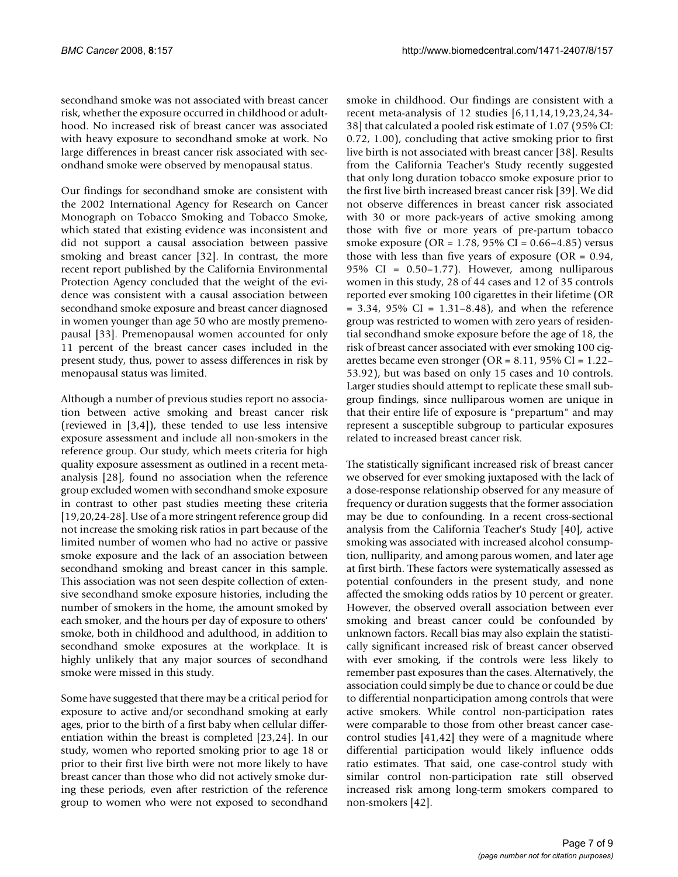secondhand smoke was not associated with breast cancer risk, whether the exposure occurred in childhood or adulthood. No increased risk of breast cancer was associated with heavy exposure to secondhand smoke at work. No large differences in breast cancer risk associated with secondhand smoke were observed by menopausal status.

Our findings for secondhand smoke are consistent with the 2002 International Agency for Research on Cancer Monograph on Tobacco Smoking and Tobacco Smoke, which stated that existing evidence was inconsistent and did not support a causal association between passive smoking and breast cancer [32]. In contrast, the more recent report published by the California Environmental Protection Agency concluded that the weight of the evidence was consistent with a causal association between secondhand smoke exposure and breast cancer diagnosed in women younger than age 50 who are mostly premenopausal [33]. Premenopausal women accounted for only 11 percent of the breast cancer cases included in the present study, thus, power to assess differences in risk by menopausal status was limited.

Although a number of previous studies report no association between active smoking and breast cancer risk (reviewed in [3,4]), these tended to use less intensive exposure assessment and include all non-smokers in the reference group. Our study, which meets criteria for high quality exposure assessment as outlined in a recent meta-analysis [28], found no association when the reference group excluded women with secondhand smoke exposure in contrast to other past studies meeting these criteria [19,20,24-28]. Use of a more stringent reference group did not increase the smoking risk ratios in part because of the limited number of women who had no active or passive smoke exposure and the lack of an association between secondhand smoking and breast cancer in this sample. This association was not seen despite collection of extensive secondhand smoke exposure histories, including the number of smokers in the home, the amount smoked by each smoker, and the hours per day of exposure to others' smoke, both in childhood and adulthood, in addition to secondhand smoke exposures at the workplace. It is highly unlikely that any major sources of secondhand smoke were missed in this study.

Some have suggested that there may be a critical period for exposure to active and/or secondhand smoking at early ages, prior to the birth of a first baby when cellular differentiation within the breast is completed [23,24]. In our study, women who reported smoking prior to age 18 or prior to their first live birth were not more likely to have breast cancer than those who did not actively smoke during these periods, even after restriction of the reference group to women who were not exposed to secondhand smoke in childhood. Our findings are consistent with a recent meta-analysis of 12 studies [6,11,14,19,23,24,34-38] that calculated a pooled risk estimate of 1.07 (95% CI: 0.72, 1.00), concluding that active smoking prior to first live birth is not associated with breast cancer [38]. Results from the California Teacher's Study recently suggested that only long duration tobacco smoke exposure prior to the first live birth increased breast cancer risk [39]. We did not observe differences in breast cancer risk associated with 30 or more pack-years of active smoking among those with five or more years of pre-partum tobacco smoke exposure (OR = 1.78, 95% CI = 0.66–4.85) versus those with less than five years of exposure (OR = 0.94, 95% CI = 0.50–1.77). However, among nulliparous women in this study, 28 of 44 cases and 12 of 35 controls reported ever smoking 100 cigarettes in their lifetime (OR = 3.34, 95% CI = 1.31–8.48), and when the reference group was restricted to women with zero years of residential secondhand smoke exposure before the age of 18, the risk of breast cancer associated with ever smoking 100 cigarettes became even stronger (OR = 8.11, 95% CI = 1.22–53.92), but was based on only 15 cases and 10 controls. Larger studies should attempt to replicate these small subgroup findings, since nulliparous women are unique in that their entire life of exposure is "prepartum" and may represent a susceptible subgroup to particular exposures related to increased breast cancer risk.

The statistically significant increased risk of breast cancer we observed for ever smoking juxtaposed with the lack of a dose-response relationship observed for any measure of frequency or duration suggests that the former association may be due to confounding. In a recent cross-sectional analysis from the California Teacher's Study [40], active smoking was associated with increased alcohol consumption, nulliparity, and among parous women, and later age at first birth. These factors were systematically assessed as potential confounders in the present study, and none affected the smoking odds ratios by 10 percent or greater. However, the observed overall association between ever smoking and breast cancer could be confounded by unknown factors. Recall bias may also explain the statistically significant increased risk of breast cancer observed with ever smoking, if the controls were less likely to remember past exposures than the cases. Alternatively, the association could simply be due to chance or could be due to differential nonparticipation among controls that were active smokers. While control non-participation rates were comparable to those from other breast cancer case-control studies [41,42] they were of a magnitude where differential participation would likely influence odds ratio estimates. That said, one case-control study with similar control non-participation rate still observed increased risk among long-term smokers compared to non-smokers [42].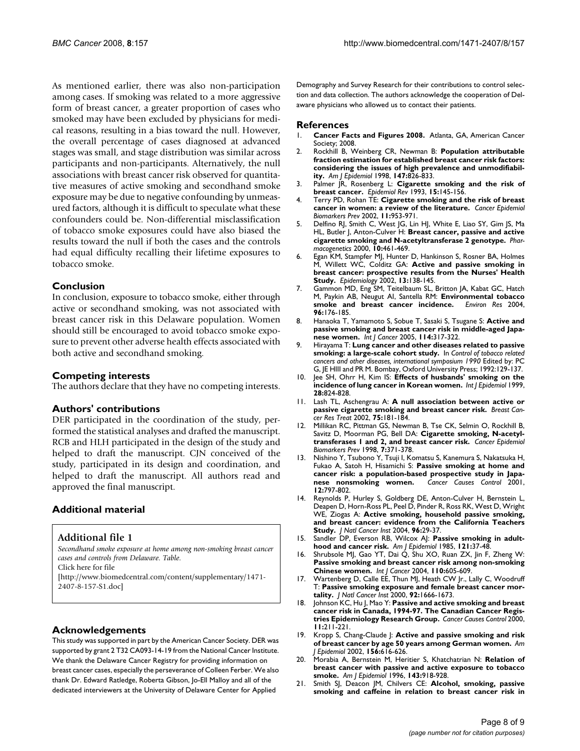As mentioned earlier, there was also non-participation among cases. If smoking was related to a more aggressive form of breast cancer, a greater proportion of cases who smoked may have been excluded by physicians for medical reasons, resulting in a bias toward the null. However, the overall percentage of cases diagnosed at advanced stages was small, and stage distribution was similar across participants and non-participants. Alternatively, the null associations with breast cancer risk observed for quantitative measures of active smoking and secondhand smoke exposure may be due to negative confounding by unmeasured factors, although it is difficult to speculate what these confounders could be. Non-differential misclassification of tobacco smoke exposures could have also biased the results toward the null if both the cases and the controls had equal difficulty recalling their lifetime exposures to tobacco smoke.

## Conclusion

In conclusion, exposure to tobacco smoke, either through active or secondhand smoking, was not associated with breast cancer risk in this Delaware population. Women should still be encouraged to avoid tobacco smoke exposure to prevent other adverse health effects associated with both active and secondhand smoking.

## Competing interests

The authors declare that they have no competing interests.

## Authors' contributions

DER participated in the coordination of the study, performed the statistical analyses and drafted the manuscript. RCB and HLH participated in the design of the study and helped to draft the manuscript. CJN conceived of the study, participated in its design and coordination, and helped to draft the manuscript. All authors read and approved the final manuscript.

## Additional material

**Additional file 1**

*Secondhand smoke exposure at home among non-smoking breast cancer cases and controls from Delaware. Table.*
Click here for file
[http://www.biomedcentral.com/content/supplementary/1471-2407-8-157-S1.doc]

## Acknowledgements

This study was supported in part by the American Cancer Society. DER was supported by grant 2 T32 CA093-14-19 from the National Cancer Institute. We thank the Delaware Cancer Registry for providing information on breast cancer cases, especially the perseverance of Colleen Ferber. We also thank Dr. Edward Ratledge, Roberta Gibson, Jo-Ell Malloy and all of the dedicated interviewers at the University of Delaware Center for Applied Demography and Survey Research for their contributions to control selection and data collection. The authors acknowledge the cooperation of Delaware physicians who allowed us to contact their patients.

## References

1. **Cancer Facts and Figures 2008.** Atlanta, GA, American Cancer Society; 2008.
2. Rockhill B, Weinberg CR, Newman B: **Population attributable fraction estimation for established breast cancer risk factors: considering the issues of high prevalence and unmodifiability.** *Am J Epidemiol* 1998, **147:**826-833.
3. Palmer JR, Rosenberg L: **Cigarette smoking and the risk of breast cancer.** *Epidemiol Rev* 1993, **15:**145-156.
4. Terry PD, Rohan TE: **Cigarette smoking and the risk of breast cancer in women: a review of the literature.** *Cancer Epidemiol Biomarkers Prev* 2002, **11:**953-971.
5. Delfino RJ, Smith C, West JG, Lin HJ, White E, Liao SY, Gim JS, Ma HL, Butler J, Anton-Culver H: **Breast cancer, passive and active cigarette smoking and N-acetyltransferase 2 genotype.** *Pharmacogenetics* 2000, **10:**461-469.
6. Egan KM, Stampfer MJ, Hunter D, Hankinson S, Rosner BA, Holmes M, Willett WC, Colditz GA: **Active and passive smoking in breast cancer: prospective results from the Nurses' Health Study.** *Epidemiology* 2002, **13:**138-145.
7. Gammon MD, Eng SM, Teitelbaum SL, Britton JA, Kabat GC, Hatch M, Paykin AB, Neugut AI, Santella RM: **Environmental tobacco smoke and breast cancer incidence.** *Environ Res* 2004, **96:**176-185.
8. Hanaoka T, Yamamoto S, Sobue T, Sasaki S, Tsugane S: **Active and passive smoking and breast cancer risk in middle-aged Japanese women.** *Int J Cancer* 2005, **114:**317-322.
9. Hirayama T: **Lung cancer and other diseases related to passive smoking: a large-scale cohort study.** In *Control of tobacco related cancers and other diseases, international symposium 1990* Edited by: PC G, JE HIII and PR M. Bombay, Oxford University Press; 1992:129-137.
10. Jee SH, Ohrr H, Kim IS: **Effects of husbands' smoking on the incidence of lung cancer in Korean women.** *Int J Epidemiol* 1999, **28:**824-828.
11. Lash TL, Aschengrau A: **A null association between active or passive cigarette smoking and breast cancer risk.** *Breast Cancer Res Treat* 2002, **75:**181-184.
12. Millikan RC, Pittman GS, Newman B, Tse CK, Selmin O, Rockhill B, Savitz D, Moorman PG, Bell DA: **Cigarette smoking, N-acetyltransferases 1 and 2, and breast cancer risk.** *Cancer Epidemiol Biomarkers Prev* 1998, **7:**371-378.
13. Nishino Y, Tsubono Y, Tsuji I, Komatsu S, Kanemura S, Nakatsuka H, Fukao A, Satoh H, Hisamichi S: **Passive smoking at home and cancer risk: a population-based prospective study in Japanese nonsmoking women.** *Cancer Causes Control* 2001, **12:**797-802.
14. Reynolds P, Hurley S, Goldberg DE, Anton-Culver H, Bernstein L, Deapen D, Horn-Ross PL, Peel D, Pinder R, Ross RK, West D, Wright WE, Ziogas A: **Active smoking, household passive smoking, and breast cancer: evidence from the California Teachers Study.** *J Natl Cancer Inst* 2004, **96:**29-37.
15. Sandler DP, Everson RB, Wilcox AJ: **Passive smoking in adulthood and cancer risk.** *Am J Epidemiol* 1985, **121:**37-48.
16. Shrubsole MJ, Gao YT, Dai Q, Shu XO, Ruan ZX, Jin F, Zheng W: **Passive smoking and breast cancer risk among non-smoking Chinese women.** *Int J Cancer* 2004, **110:**605-609.
17. Wartenberg D, Calle EE, Thun MJ, Heath CW Jr., Lally C, Woodruff T: **Passive smoking exposure and female breast cancer mortality.** *J Natl Cancer Inst* 2000, **92:**1666-1673.
18. Johnson KC, Hu J, Mao Y: **Passive and active smoking and breast cancer risk in Canada, 1994-97. The Canadian Cancer Registries Epidemiology Research Group.** *Cancer Causes Control* 2000, **11:**211-221.
19. Kropp S, Chang-Claude J: **Active and passive smoking and risk of breast cancer by age 50 years among German women.** *Am J Epidemiol* 2002, **156:**616-626.
20. Morabia A, Bernstein M, Heritier S, Khatchatrian N: **Relation of breast cancer with passive and active exposure to tobacco smoke.** *Am J Epidemiol* 1996, **143:**918-928.
21. Smith SJ, Deacon JM, Chilvers CE: **Alcohol, smoking, passive smoking and caffeine in relation to breast cancer risk in**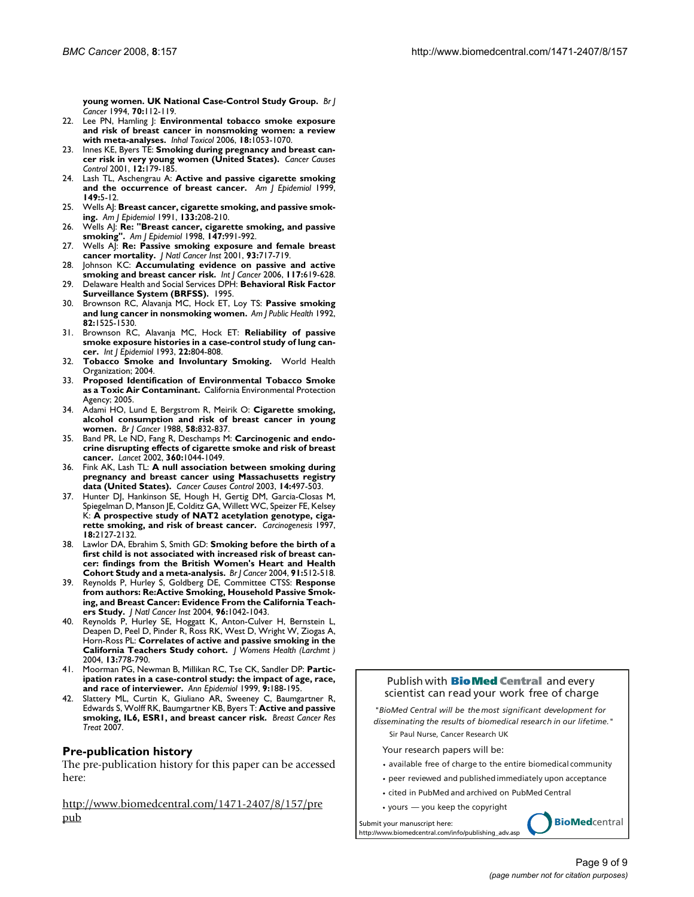**young women. UK National Case-Control Study Group.** *Br J Cancer* 1994, **70:**112-119.

22. Lee PN, Hamling J: **Environmental tobacco smoke exposure and risk of breast cancer in nonsmoking women: a review with meta-analyses.** *Inhal Toxicol* 2006, **18:**1053-1070.
23. Innes KE, Byers TE: **Smoking during pregnancy and breast cancer risk in very young women (United States).** *Cancer Causes Control* 2001, **12:**179-185.
24. Lash TL, Aschengrau A: **Active and passive cigarette smoking and the occurrence of breast cancer.** *Am J Epidemiol* 1999, **149:**5-12.
25. Wells AJ: **Breast cancer, cigarette smoking, and passive smoking.** *Am J Epidemiol* 1991, **133:**208-210.
26. Wells AJ: **Re: "Breast cancer, cigarette smoking, and passive smoking".** *Am J Epidemiol* 1998, **147:**991-992.
27. Wells AJ: **Re: Passive smoking exposure and female breast cancer mortality.** *J Natl Cancer Inst* 2001, **93:**717-719.
28. Johnson KC: **Accumulating evidence on passive and active smoking and breast cancer risk.** *Int J Cancer* 2006, **117:**619-628.
29. Delaware Health and Social Services DPH: **Behavioral Risk Factor Surveillance System (BRFSS).** 1995.
30. Brownson RC, Alavanja MC, Hock ET, Loy TS: **Passive smoking and lung cancer in nonsmoking women.** *Am J Public Health* 1992, **82:**1525-1530.
31. Brownson RC, Alavanja MC, Hock ET: **Reliability of passive smoke exposure histories in a case-control study of lung cancer.** *Int J Epidemiol* 1993, **22:**804-808.
32. **Tobacco Smoke and Involuntary Smoking.** World Health Organization; 2004.
33. **Proposed Identification of Environmental Tobacco Smoke as a Toxic Air Contaminant.** California Environmental Protection Agency; 2005.
34. Adami HO, Lund E, Bergstrom R, Meirik O: **Cigarette smoking, alcohol consumption and risk of breast cancer in young women.** *Br J Cancer* 1988, **58:**832-837.
35. Band PR, Le ND, Fang R, Deschamps M: **Carcinogenic and endocrine disrupting effects of cigarette smoke and risk of breast cancer.** *Lancet* 2002, **360:**1044-1049.
36. Fink AK, Lash TL: **A null association between smoking during pregnancy and breast cancer using Massachusetts registry data (United States).** *Cancer Causes Control* 2003, **14:**497-503.
37. Hunter DJ, Hankinson SE, Hough H, Gertig DM, Garcia-Closas M, Spiegelman D, Manson JE, Colditz GA, Willett WC, Speizer FE, Kelsey K: **A prospective study of NAT2 acetylation genotype, cigarette smoking, and risk of breast cancer.** *Carcinogenesis* 1997, **18:**2127-2132.
38. Lawlor DA, Ebrahim S, Smith GD: **Smoking before the birth of a first child is not associated with increased risk of breast cancer: findings from the British Women's Heart and Health Cohort Study and a meta-analysis.** *Br J Cancer* 2004, **91:**512-518.
39. Reynolds P, Hurley S, Goldberg DE, Committee CTSS: **Response from authors: Re:Active Smoking, Household Passive Smoking, and Breast Cancer: Evidence From the California Teachers Study.** *J Natl Cancer Inst* 2004, **96:**1042-1043.
40. Reynolds P, Hurley SE, Hoggatt K, Anton-Culver H, Bernstein L, Deapen D, Peel D, Pinder R, Ross RK, West D, Wright W, Ziogas A, Horn-Ross PL: **Correlates of active and passive smoking in the California Teachers Study cohort.** *J Womens Health (Larchmt )* 2004, **13:**778-790.
41. Moorman PG, Newman B, Millikan RC, Tse CK, Sandler DP: **Participation rates in a case-control study: the impact of age, race, and race of interviewer.** *Ann Epidemiol* 1999, **9:**188-195.
42. Slattery ML, Curtin K, Giuliano AR, Sweeney C, Baumgartner R, Edwards S, Wolff RK, Baumgartner KB, Byers T: **Active and passive smoking, IL6, ESR1, and breast cancer risk.** *Breast Cancer Res Treat* 2007.

## Pre-publication history

The pre-publication history for this paper can be accessed here:

http://www.biomedcentral.com/1471-2407/8/157/prepub

Publish with **BioMed Central** and every scientist can read your work free of charge

*"BioMed Central will be the most significant development for disseminating the results of biomedical research in our lifetime."*

Sir Paul Nurse, Cancer Research UK

Your research papers will be:

- available free of charge to the entire biomedical community
- peer reviewed and published immediately upon acceptance
- cited in PubMed and archived on PubMed Central
- yours — you keep the copyright

Submit your manuscript here:
http://www.biomedcentral.com/info/publishing_adv.asp

**BioMed**central